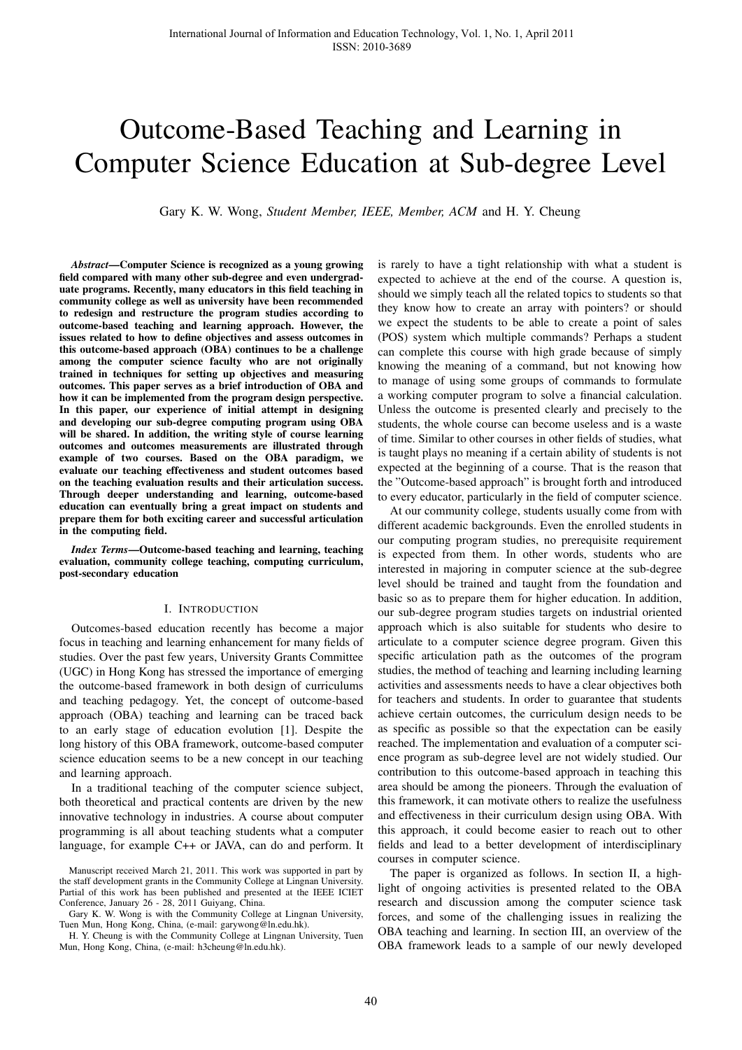# Outcome-Based Teaching and Learning in Computer Science Education at Sub-degree Level

Gary K. W. Wong, *Student Member, IEEE, Member, ACM* and H. Y. Cheung

***Abstract*—Computer Science is recognized as a young growing field compared with many other sub-degree and even undergraduate programs. Recently, many educators in this field teaching in community college as well as university have been recommended to redesign and restructure the program studies according to outcome-based teaching and learning approach. However, the issues related to how to define objectives and assess outcomes in this outcome-based approach (OBA) continues to be a challenge among the computer science faculty who are not originally trained in techniques for setting up objectives and measuring outcomes. This paper serves as a brief introduction of OBA and how it can be implemented from the program design perspective. In this paper, our experience of initial attempt in designing and developing our sub-degree computing program using OBA will be shared. In addition, the writing style of course learning outcomes and outcomes measurements are illustrated through example of two courses. Based on the OBA paradigm, we evaluate our teaching effectiveness and student outcomes based on the teaching evaluation results and their articulation success. Through deeper understanding and learning, outcome-based education can eventually bring a great impact on students and prepare them for both exciting career and successful articulation in the computing field.**

***Index Terms*—Outcome-based teaching and learning, teaching evaluation, community college teaching, computing curriculum, post-secondary education**

## I. Introduction

Outcomes-based education recently has become a major focus in teaching and learning enhancement for many fields of studies. Over the past few years, University Grants Committee (UGC) in Hong Kong has stressed the importance of emerging the outcome-based framework in both design of curriculums and teaching pedagogy. Yet, the concept of outcome-based approach (OBA) teaching and learning can be traced back to an early stage of education evolution [1]. Despite the long history of this OBA framework, outcome-based computer science education seems to be a new concept in our teaching and learning approach.

In a traditional teaching of the computer science subject, both theoretical and practical contents are driven by the new innovative technology in industries. A course about computer programming is all about teaching students what a computer language, for example C++ or JAVA, can do and perform. It is rarely to have a tight relationship with what a student is expected to achieve at the end of the course. A question is, should we simply teach all the related topics to students so that they know how to create an array with pointers? or should we expect the students to be able to create a point of sales (POS) system which multiple commands? Perhaps a student can complete this course with high grade because of simply knowing the meaning of a command, but not knowing how to manage of using some groups of commands to formulate a working computer program to solve a financial calculation. Unless the outcome is presented clearly and precisely to the students, the whole course can become useless and is a waste of time. Similar to other courses in other fields of studies, what is taught plays no meaning if a certain ability of students is not expected at the beginning of a course. That is the reason that the "Outcome-based approach" is brought forth and introduced to every educator, particularly in the field of computer science.

At our community college, students usually come from with different academic backgrounds. Even the enrolled students in our computing program studies, no prerequisite requirement is expected from them. In other words, students who are interested in majoring in computer science at the sub-degree level should be trained and taught from the foundation and basic so as to prepare them for higher education. In addition, our sub-degree program studies targets on industrial oriented approach which is also suitable for students who desire to articulate to a computer science degree program. Given this specific articulation path as the outcomes of the program studies, the method of teaching and learning including learning activities and assessments needs to have a clear objectives both for teachers and students. In order to guarantee that students achieve certain outcomes, the curriculum design needs to be as specific as possible so that the expectation can be easily reached. The implementation and evaluation of a computer science program as sub-degree level are not widely studied. Our contribution to this outcome-based approach in teaching this area should be among the pioneers. Through the evaluation of this framework, it can motivate others to realize the usefulness and effectiveness in their curriculum design using OBA. With this approach, it could become easier to reach out to other fields and lead to a better development of interdisciplinary courses in computer science.

The paper is organized as follows. In section II, a highlight of ongoing activities is presented related to the OBA research and discussion among the computer science task forces, and some of the challenging issues in realizing the OBA teaching and learning. In section III, an overview of the OBA framework leads to a sample of our newly developed

Manuscript received March 21, 2011. This work was supported in part by the staff development grants in the Community College at Lingnan University. Partial of this work has been published and presented at the IEEE ICIET Conference, January 26 - 28, 2011 Guiyang, China.

Gary K. W. Wong is with the Community College at Lingnan University, Tuen Mun, Hong Kong, China, (e-mail: garywong@ln.edu.hk).

H. Y. Cheung is with the Community College at Lingnan University, Tuen Mun, Hong Kong, China, (e-mail: h3cheung@ln.edu.hk).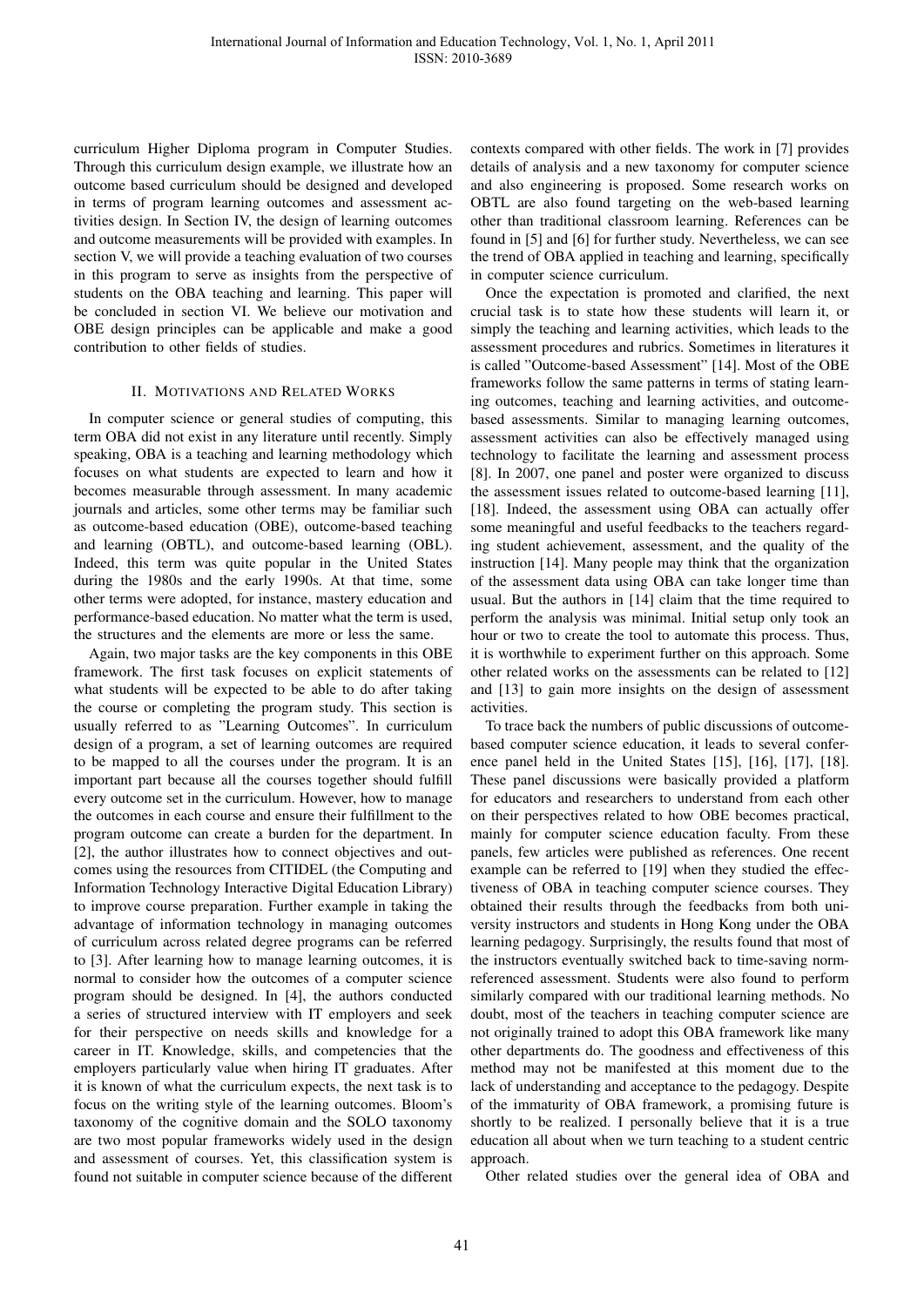curriculum Higher Diploma program in Computer Studies. Through this curriculum design example, we illustrate how an outcome based curriculum should be designed and developed in terms of program learning outcomes and assessment activities design. In Section IV, the design of learning outcomes and outcome measurements will be provided with examples. In section V, we will provide a teaching evaluation of two courses in this program to serve as insights from the perspective of students on the OBA teaching and learning. This paper will be concluded in section VI. We believe our motivation and OBE design principles can be applicable and make a good contribution to other fields of studies.

## II. Motivations and Related Works

In computer science or general studies of computing, this term OBA did not exist in any literature until recently. Simply speaking, OBA is a teaching and learning methodology which focuses on what students are expected to learn and how it becomes measurable through assessment. In many academic journals and articles, some other terms may be familiar such as outcome-based education (OBE), outcome-based teaching and learning (OBTL), and outcome-based learning (OBL). Indeed, this term was quite popular in the United States during the 1980s and the early 1990s. At that time, some other terms were adopted, for instance, mastery education and performance-based education. No matter what the term is used, the structures and the elements are more or less the same.

Again, two major tasks are the key components in this OBE framework. The first task focuses on explicit statements of what students will be expected to be able to do after taking the course or completing the program study. This section is usually referred to as "Learning Outcomes". In curriculum design of a program, a set of learning outcomes are required to be mapped to all the courses under the program. It is an important part because all the courses together should fulfill every outcome set in the curriculum. However, how to manage the outcomes in each course and ensure their fulfillment to the program outcome can create a burden for the department. In [2], the author illustrates how to connect objectives and outcomes using the resources from CITIDEL (the Computing and Information Technology Interactive Digital Education Library) to improve course preparation. Further example in taking the advantage of information technology in managing outcomes of curriculum across related degree programs can be referred to [3]. After learning how to manage learning outcomes, it is normal to consider how the outcomes of a computer science program should be designed. In [4], the authors conducted a series of structured interview with IT employers and seek for their perspective on needs skills and knowledge for a career in IT. Knowledge, skills, and competencies that the employers particularly value when hiring IT graduates. After it is known of what the curriculum expects, the next task is to focus on the writing style of the learning outcomes. Bloom's taxonomy of the cognitive domain and the SOLO taxonomy are two most popular frameworks widely used in the design and assessment of courses. Yet, this classification system is found not suitable in computer science because of the different contexts compared with other fields. The work in [7] provides details of analysis and a new taxonomy for computer science and also engineering is proposed. Some research works on OBTL are also found targeting on the web-based learning other than traditional classroom learning. References can be found in [5] and [6] for further study. Nevertheless, we can see the trend of OBA applied in teaching and learning, specifically in computer science curriculum.

Once the expectation is promoted and clarified, the next crucial task is to state how these students will learn it, or simply the teaching and learning activities, which leads to the assessment procedures and rubrics. Sometimes in literatures it is called "Outcome-based Assessment" [14]. Most of the OBE frameworks follow the same patterns in terms of stating learning outcomes, teaching and learning activities, and outcome-based assessments. Similar to managing learning outcomes, assessment activities can also be effectively managed using technology to facilitate the learning and assessment process [8]. In 2007, one panel and poster were organized to discuss the assessment issues related to outcome-based learning [11], [18]. Indeed, the assessment using OBA can actually offer some meaningful and useful feedbacks to the teachers regarding student achievement, assessment, and the quality of the instruction [14]. Many people may think that the organization of the assessment data using OBA can take longer time than usual. But the authors in [14] claim that the time required to perform the analysis was minimal. Initial setup only took an hour or two to create the tool to automate this process. Thus, it is worthwhile to experiment further on this approach. Some other related works on the assessments can be related to [12] and [13] to gain more insights on the design of assessment activities.

To trace back the numbers of public discussions of outcome-based computer science education, it leads to several conference panel held in the United States [15], [16], [17], [18]. These panel discussions were basically provided a platform for educators and researchers to understand from each other on their perspectives related to how OBE becomes practical, mainly for computer science education faculty. From these panels, few articles were published as references. One recent example can be referred to [19] when they studied the effectiveness of OBA in teaching computer science courses. They obtained their results through the feedbacks from both university instructors and students in Hong Kong under the OBA learning pedagogy. Surprisingly, the results found that most of the instructors eventually switched back to time-saving norm-referenced assessment. Students were also found to perform similarly compared with our traditional learning methods. No doubt, most of the teachers in teaching computer science are not originally trained to adopt this OBA framework like many other departments do. The goodness and effectiveness of this method may not be manifested at this moment due to the lack of understanding and acceptance to the pedagogy. Despite of the immaturity of OBA framework, a promising future is shortly to be realized. I personally believe that it is a true education all about when we turn teaching to a student centric approach.

Other related studies over the general idea of OBA and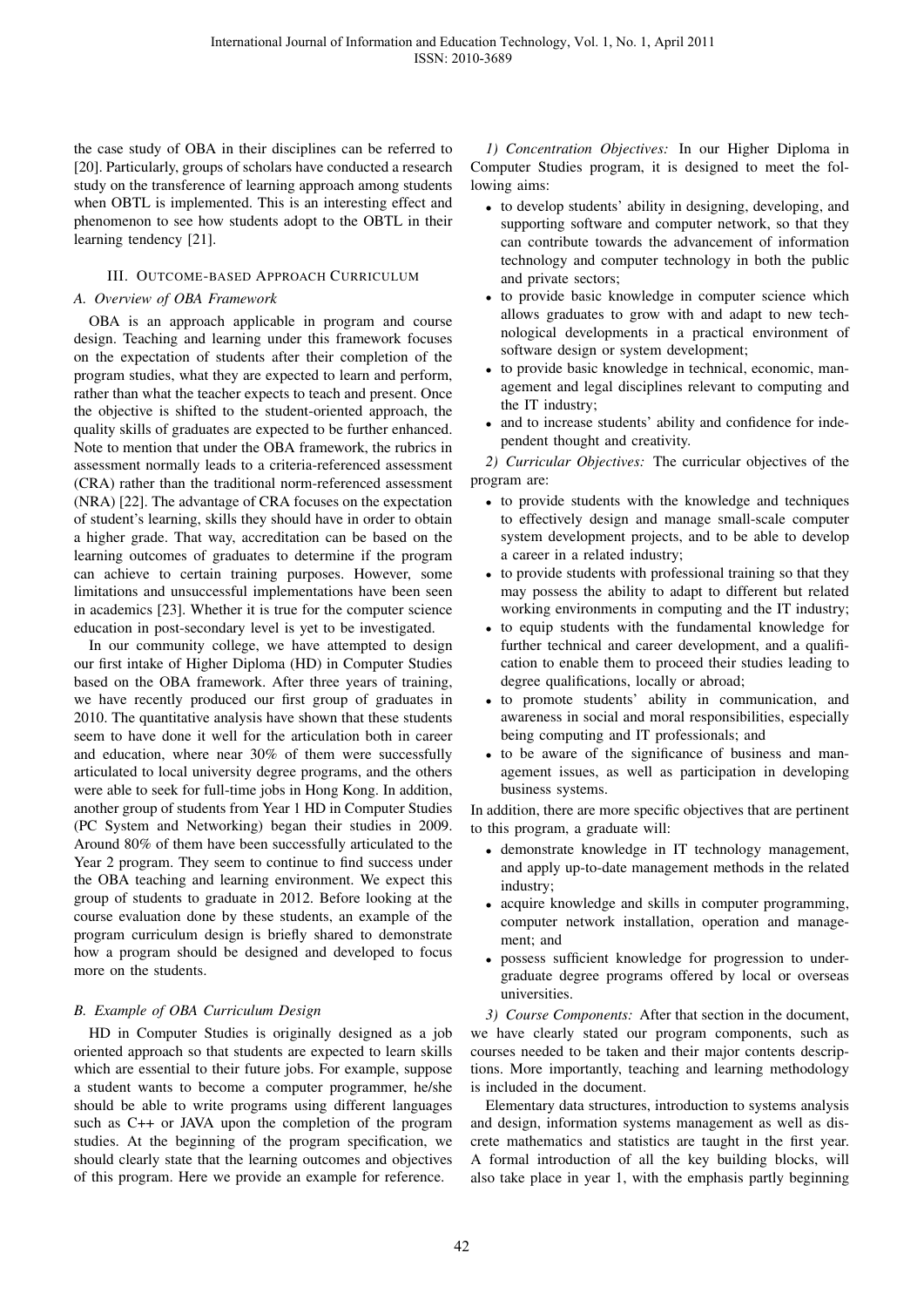the case study of OBA in their disciplines can be referred to [20]. Particularly, groups of scholars have conducted a research study on the transference of learning approach among students when OBTL is implemented. This is an interesting effect and phenomenon to see how students adopt to the OBTL in their learning tendency [21].

## III. Outcome-based Approach Curriculum

### A. Overview of OBA Framework

OBA is an approach applicable in program and course design. Teaching and learning under this framework focuses on the expectation of students after their completion of the program studies, what they are expected to learn and perform, rather than what the teacher expects to teach and present. Once the objective is shifted to the student-oriented approach, the quality skills of graduates are expected to be further enhanced. Note to mention that under the OBA framework, the rubrics in assessment normally leads to a criteria-referenced assessment (CRA) rather than the traditional norm-referenced assessment (NRA) [22]. The advantage of CRA focuses on the expectation of student's learning, skills they should have in order to obtain a higher grade. That way, accreditation can be based on the learning outcomes of graduates to determine if the program can achieve to certain training purposes. However, some limitations and unsuccessful implementations have been seen in academics [23]. Whether it is true for the computer science education in post-secondary level is yet to be investigated.

In our community college, we have attempted to design our first intake of Higher Diploma (HD) in Computer Studies based on the OBA framework. After three years of training, we have recently produced our first group of graduates in 2010. The quantitative analysis have shown that these students seem to have done it well for the articulation both in career and education, where near 30% of them were successfully articulated to local university degree programs, and the others were able to seek for full-time jobs in Hong Kong. In addition, another group of students from Year 1 HD in Computer Studies (PC System and Networking) began their studies in 2009. Around 80% of them have been successfully articulated to the Year 2 program. They seem to continue to find success under the OBA teaching and learning environment. We expect this group of students to graduate in 2012. Before looking at the course evaluation done by these students, an example of the program curriculum design is briefly shared to demonstrate how a program should be designed and developed to focus more on the students.

### B. Example of OBA Curriculum Design

HD in Computer Studies is originally designed as a job oriented approach so that students are expected to learn skills which are essential to their future jobs. For example, suppose a student wants to become a computer programmer, he/she should be able to write programs using different languages such as C++ or JAVA upon the completion of the program studies. At the beginning of the program specification, we should clearly state that the learning outcomes and objectives of this program. Here we provide an example for reference.

*1) Concentration Objectives:* In our Higher Diploma in Computer Studies program, it is designed to meet the following aims:

- to develop students' ability in designing, developing, and supporting software and computer network, so that they can contribute towards the advancement of information technology and computer technology in both the public and private sectors;
- to provide basic knowledge in computer science which allows graduates to grow with and adapt to new technological developments in a practical environment of software design or system development;
- to provide basic knowledge in technical, economic, management and legal disciplines relevant to computing and the IT industry;
- and to increase students' ability and confidence for independent thought and creativity.

*2) Curricular Objectives:* The curricular objectives of the program are:

- to provide students with the knowledge and techniques to effectively design and manage small-scale computer system development projects, and to be able to develop a career in a related industry;
- to provide students with professional training so that they may possess the ability to adapt to different but related working environments in computing and the IT industry;
- to equip students with the fundamental knowledge for further technical and career development, and a qualification to enable them to proceed their studies leading to degree qualifications, locally or abroad;
- to promote students' ability in communication, and awareness in social and moral responsibilities, especially being computing and IT professionals; and
- to be aware of the significance of business and management issues, as well as participation in developing business systems.

In addition, there are more specific objectives that are pertinent to this program, a graduate will:

- demonstrate knowledge in IT technology management, and apply up-to-date management methods in the related industry;
- acquire knowledge and skills in computer programming, computer network installation, operation and management; and
- possess sufficient knowledge for progression to undergraduate degree programs offered by local or overseas universities.

*3) Course Components:* After that section in the document, we have clearly stated our program components, such as courses needed to be taken and their major contents descriptions. More importantly, teaching and learning methodology is included in the document.

Elementary data structures, introduction to systems analysis and design, information systems management as well as discrete mathematics and statistics are taught in the first year. A formal introduction of all the key building blocks, will also take place in year 1, with the emphasis partly beginning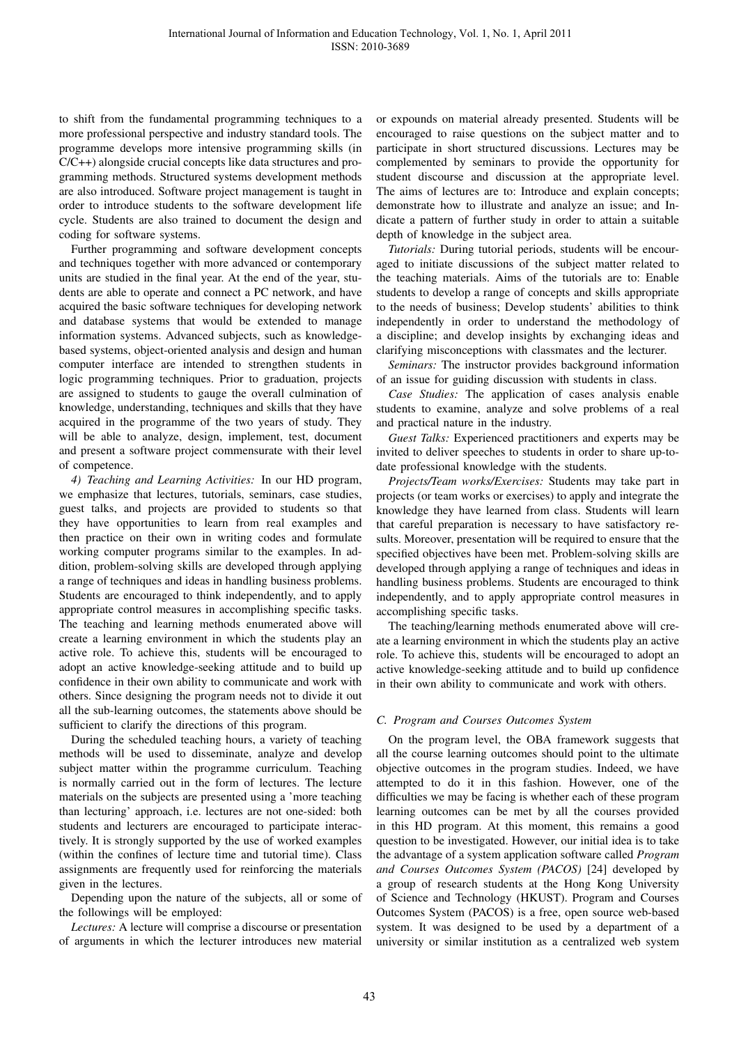to shift from the fundamental programming techniques to a more professional perspective and industry standard tools. The programme develops more intensive programming skills (in C/C++) alongside crucial concepts like data structures and programming methods. Structured systems development methods are also introduced. Software project management is taught in order to introduce students to the software development life cycle. Students are also trained to document the design and coding for software systems.

Further programming and software development concepts and techniques together with more advanced or contemporary units are studied in the final year. At the end of the year, students are able to operate and connect a PC network, and have acquired the basic software techniques for developing network and database systems that would be extended to manage information systems. Advanced subjects, such as knowledge-based systems, object-oriented analysis and design and human computer interface are intended to strengthen students in logic programming techniques. Prior to graduation, projects are assigned to students to gauge the overall culmination of knowledge, understanding, techniques and skills that they have acquired in the programme of the two years of study. They will be able to analyze, design, implement, test, document and present a software project commensurate with their level of competence.

*4) Teaching and Learning Activities:* In our HD program, we emphasize that lectures, tutorials, seminars, case studies, guest talks, and projects are provided to students so that they have opportunities to learn from real examples and then practice on their own in writing codes and formulate working computer programs similar to the examples. In addition, problem-solving skills are developed through applying a range of techniques and ideas in handling business problems. Students are encouraged to think independently, and to apply appropriate control measures in accomplishing specific tasks. The teaching and learning methods enumerated above will create a learning environment in which the students play an active role. To achieve this, students will be encouraged to adopt an active knowledge-seeking attitude and to build up confidence in their own ability to communicate and work with others. Since designing the program needs not to divide it out all the sub-learning outcomes, the statements above should be sufficient to clarify the directions of this program.

During the scheduled teaching hours, a variety of teaching methods will be used to disseminate, analyze and develop subject matter within the programme curriculum. Teaching is normally carried out in the form of lectures. The lecture materials on the subjects are presented using a 'more teaching than lecturing' approach, i.e. lectures are not one-sided: both students and lecturers are encouraged to participate interactively. It is strongly supported by the use of worked examples (within the confines of lecture time and tutorial time). Class assignments are frequently used for reinforcing the materials given in the lectures.

Depending upon the nature of the subjects, all or some of the followings will be employed:

*Lectures:* A lecture will comprise a discourse or presentation of arguments in which the lecturer introduces new material or expounds on material already presented. Students will be encouraged to raise questions on the subject matter and to participate in short structured discussions. Lectures may be complemented by seminars to provide the opportunity for student discourse and discussion at the appropriate level. The aims of lectures are to: Introduce and explain concepts; demonstrate how to illustrate and analyze an issue; and Indicate a pattern of further study in order to attain a suitable depth of knowledge in the subject area.

*Tutorials:* During tutorial periods, students will be encouraged to initiate discussions of the subject matter related to the teaching materials. Aims of the tutorials are to: Enable students to develop a range of concepts and skills appropriate to the needs of business; Develop students' abilities to think independently in order to understand the methodology of a discipline; and develop insights by exchanging ideas and clarifying misconceptions with classmates and the lecturer.

*Seminars:* The instructor provides background information of an issue for guiding discussion with students in class.

*Case Studies:* The application of cases analysis enable students to examine, analyze and solve problems of a real and practical nature in the industry.

*Guest Talks:* Experienced practitioners and experts may be invited to deliver speeches to students in order to share up-to-date professional knowledge with the students.

*Projects/Team works/Exercises:* Students may take part in projects (or team works or exercises) to apply and integrate the knowledge they have learned from class. Students will learn that careful preparation is necessary to have satisfactory results. Moreover, presentation will be required to ensure that the specified objectives have been met. Problem-solving skills are developed through applying a range of techniques and ideas in handling business problems. Students are encouraged to think independently, and to apply appropriate control measures in accomplishing specific tasks.

The teaching/learning methods enumerated above will create a learning environment in which the students play an active role. To achieve this, students will be encouraged to adopt an active knowledge-seeking attitude and to build up confidence in their own ability to communicate and work with others.

### C. Program and Courses Outcomes System

On the program level, the OBA framework suggests that all the course learning outcomes should point to the ultimate objective outcomes in the program studies. Indeed, we have attempted to do it in this fashion. However, one of the difficulties we may be facing is whether each of these program learning outcomes can be met by all the courses provided in this HD program. At this moment, this remains a good question to be investigated. However, our initial idea is to take the advantage of a system application software called *Program and Courses Outcomes System (PACOS)* [24] developed by a group of research students at the Hong Kong University of Science and Technology (HKUST). Program and Courses Outcomes System (PACOS) is a free, open source web-based system. It was designed to be used by a department of a university or similar institution as a centralized web system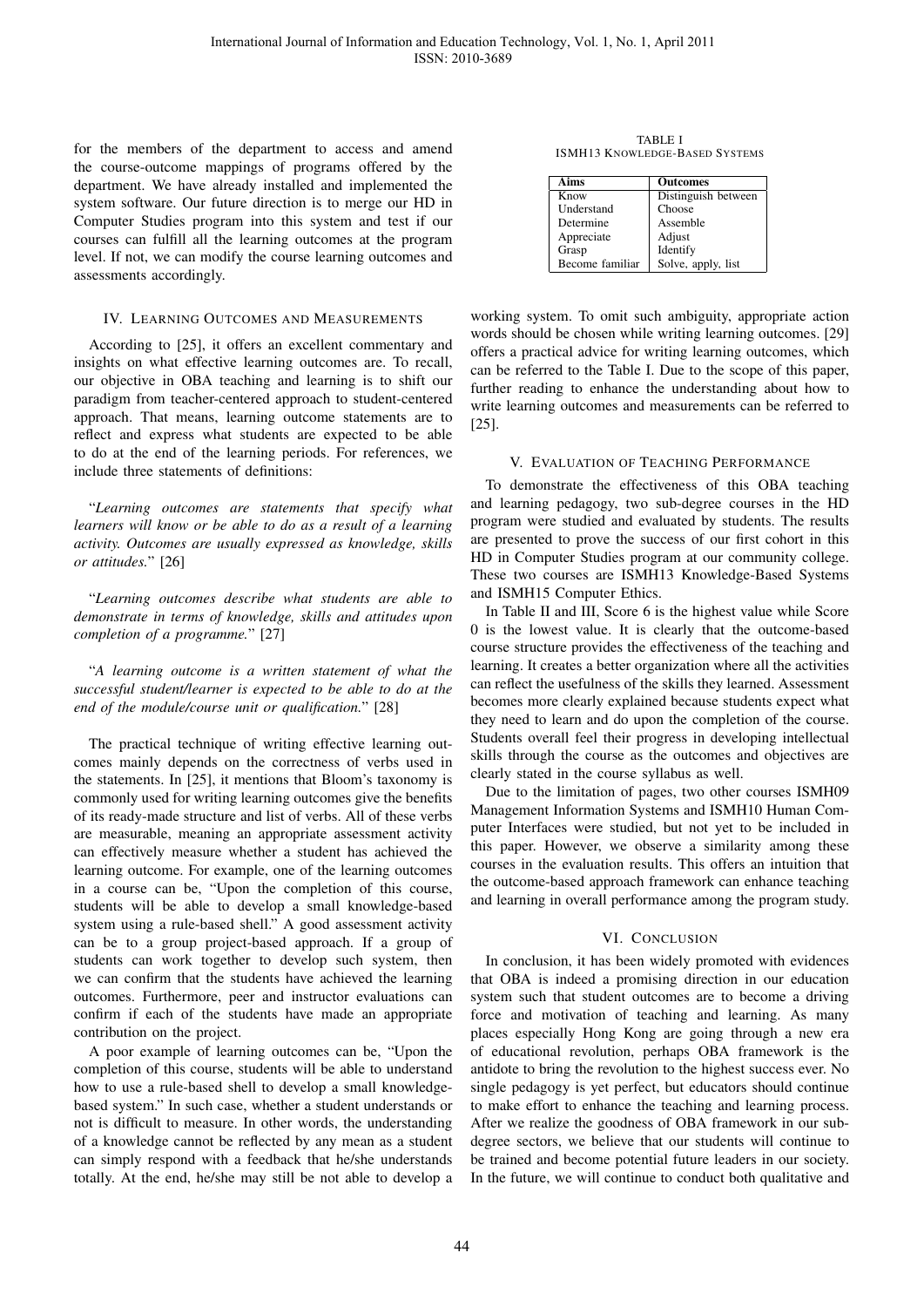for the members of the department to access and amend the course-outcome mappings of programs offered by the department. We have already installed and implemented the system software. Our future direction is to merge our HD in Computer Studies program into this system and test if our courses can fulfill all the learning outcomes at the program level. If not, we can modify the course learning outcomes and assessments accordingly.

## IV. Learning Outcomes and Measurements

According to [25], it offers an excellent commentary and insights on what effective learning outcomes are. To recall, our objective in OBA teaching and learning is to shift our paradigm from teacher-centered approach to student-centered approach. That means, learning outcome statements are to reflect and express what students are expected to be able to do at the end of the learning periods. For references, we include three statements of definitions:

"*Learning outcomes are statements that specify what learners will know or be able to do as a result of a learning activity. Outcomes are usually expressed as knowledge, skills or attitudes.*" [26]

"*Learning outcomes describe what students are able to demonstrate in terms of knowledge, skills and attitudes upon completion of a programme.*" [27]

"*A learning outcome is a written statement of what the successful student/learner is expected to be able to do at the end of the module/course unit or qualification.*" [28]

The practical technique of writing effective learning outcomes mainly depends on the correctness of verbs used in the statements. In [25], it mentions that Bloom's taxonomy is commonly used for writing learning outcomes give the benefits of its ready-made structure and list of verbs. All of these verbs are measurable, meaning an appropriate assessment activity can effectively measure whether a student has achieved the learning outcome. For example, one of the learning outcomes in a course can be, "Upon the completion of this course, students will be able to develop a small knowledge-based system using a rule-based shell." A good assessment activity can be to a group project-based approach. If a group of students can work together to develop such system, then we can confirm that the students have achieved the learning outcomes. Furthermore, peer and instructor evaluations can confirm if each of the students have made an appropriate contribution on the project.

A poor example of learning outcomes can be, "Upon the completion of this course, students will be able to understand how to use a rule-based shell to develop a small knowledge-based system." In such case, whether a student understands or not is difficult to measure. In other words, the understanding of a knowledge cannot be reflected by any mean as a student can simply respond with a feedback that he/she understands totally. At the end, he/she may still be not able to develop a working system. To omit such ambiguity, appropriate action words should be chosen while writing learning outcomes. [29] offers a practical advice for writing learning outcomes, which can be referred to the Table I. Due to the scope of this paper, further reading to enhance the understanding about how to write learning outcomes and measurements can be referred to [25].

TABLE I
ISMH13 Knowledge-Based Systems

| Aims | Outcomes |
|---|---|
| Know | Distinguish between |
| Understand | Choose |
| Determine | Assemble |
| Appreciate | Adjust |
| Grasp | Identify |
| Become familiar | Solve, apply, list |

## V. Evaluation of Teaching Performance

To demonstrate the effectiveness of this OBA teaching and learning pedagogy, two sub-degree courses in the HD program were studied and evaluated by students. The results are presented to prove the success of our first cohort in this HD in Computer Studies program at our community college. These two courses are ISMH13 Knowledge-Based Systems and ISMH15 Computer Ethics.

In Table II and III, Score 6 is the highest value while Score 0 is the lowest value. It is clearly that the outcome-based course structure provides the effectiveness of the teaching and learning. It creates a better organization where all the activities can reflect the usefulness of the skills they learned. Assessment becomes more clearly explained because students expect what they need to learn and do upon the completion of the course. Students overall feel their progress in developing intellectual skills through the course as the outcomes and objectives are clearly stated in the course syllabus as well.

Due to the limitation of pages, two other courses ISMH09 Management Information Systems and ISMH10 Human Computer Interfaces were studied, but not yet to be included in this paper. However, we observe a similarity among these courses in the evaluation results. This offers an intuition that the outcome-based approach framework can enhance teaching and learning in overall performance among the program study.

## VI. Conclusion

In conclusion, it has been widely promoted with evidences that OBA is indeed a promising direction in our education system such that student outcomes are to become a driving force and motivation of teaching and learning. As many places especially Hong Kong are going through a new era of educational revolution, perhaps OBA framework is the antidote to bring the revolution to the highest success ever. No single pedagogy is yet perfect, but educators should continue to make effort to enhance the teaching and learning process. After we realize the goodness of OBA framework in our sub-degree sectors, we believe that our students will continue to be trained and become potential future leaders in our society. In the future, we will continue to conduct both qualitative and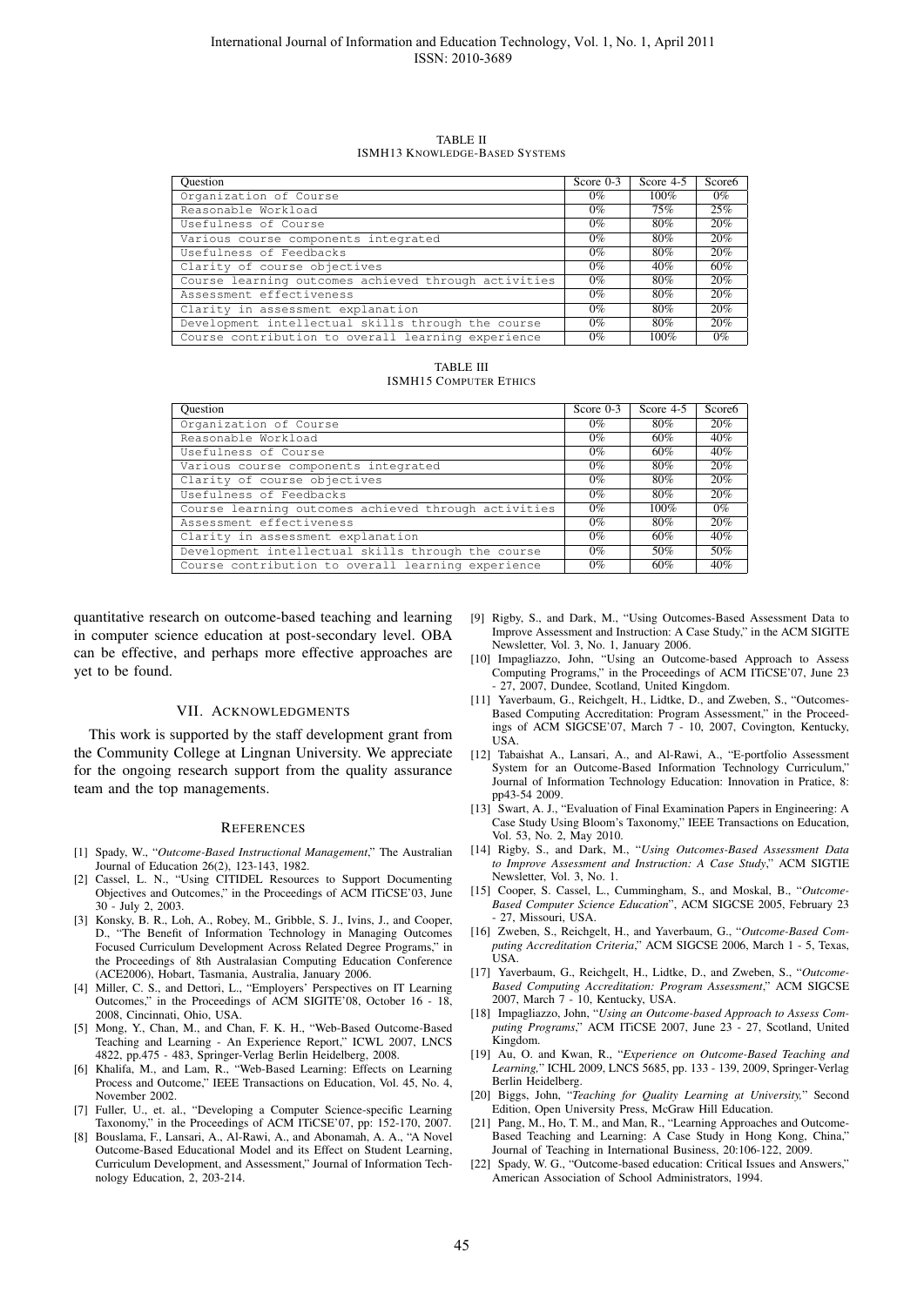TABLE II
ISMH13 KNOWLEDGE-BASED SYSTEMS

| Question | Score 0-3 | Score 4-5 | Score6 |
|---|---|---|---|
| Organization of Course | 0% | 100% | 0% |
| Reasonable Workload | 0% | 75% | 25% |
| Usefulness of Course | 0% | 80% | 20% |
| Various course components integrated | 0% | 80% | 20% |
| Usefulness of Feedbacks | 0% | 80% | 20% |
| Clarity of course objectives | 0% | 40% | 60% |
| Course learning outcomes achieved through activities | 0% | 80% | 20% |
| Assessment effectiveness | 0% | 80% | 20% |
| Clarity in assessment explanation | 0% | 80% | 20% |
| Development intellectual skills through the course | 0% | 80% | 20% |
| Course contribution to overall learning experience | 0% | 100% | 0% |

TABLE III
ISMH15 COMPUTER ETHICS

| Question | Score 0-3 | Score 4-5 | Score6 |
|---|---|---|---|
| Organization of Course | 0% | 80% | 20% |
| Reasonable Workload | 0% | 60% | 40% |
| Usefulness of Course | 0% | 60% | 40% |
| Various course components integrated | 0% | 80% | 20% |
| Clarity of course objectives | 0% | 80% | 20% |
| Usefulness of Feedbacks | 0% | 80% | 20% |
| Course learning outcomes achieved through activities | 0% | 100% | 0% |
| Assessment effectiveness | 0% | 80% | 20% |
| Clarity in assessment explanation | 0% | 60% | 40% |
| Development intellectual skills through the course | 0% | 50% | 50% |
| Course contribution to overall learning experience | 0% | 60% | 40% |

quantitative research on outcome-based teaching and learning in computer science education at post-secondary level. OBA can be effective, and perhaps more effective approaches are yet to be found.

## VII. ACKNOWLEDGMENTS

This work is supported by the staff development grant from the Community College at Lingnan University. We appreciate for the ongoing research support from the quality assurance team and the top managements.

## REFERENCES

[1] Spady, W., "*Outcome-Based Instructional Management*," The Australian Journal of Education 26(2), 123-143, 1982.

[2] Cassel, L. N., "Using CITIDEL Resources to Support Documenting Objectives and Outcomes," in the Proceedings of ACM ITiCSE'03, June 30 - July 2, 2003.

[3] Konsky, B. R., Loh, A., Robey, M., Gribble, S. J., Ivins, J., and Cooper, D., "The Benefit of Information Technology in Managing Outcomes Focused Curriculum Development Across Related Degree Programs," in the Proceedings of 8th Australasian Computing Education Conference (ACE2006), Hobart, Tasmania, Australia, January 2006.

[4] Miller, C. S., and Dettori, L., "Employers' Perspectives on IT Learning Outcomes," in the Proceedings of ACM SIGITE'08, October 16 - 18, 2008, Cincinnati, Ohio, USA.

[5] Mong, Y., Chan, M., and Chan, F. K. H., "Web-Based Outcome-Based Teaching and Learning - An Experience Report," ICWL 2007, LNCS 4822, pp.475 - 483, Springer-Verlag Berlin Heidelberg, 2008.

[6] Khalifa, M., and Lam, R., "Web-Based Learning: Effects on Learning Process and Outcome," IEEE Transactions on Education, Vol. 45, No. 4, November 2002.

[7] Fuller, U., et. al., "Developing a Computer Science-specific Learning Taxonomy," in the Proceedings of ACM ITiCSE'07, pp: 152-170, 2007.

[8] Bouslama, F., Lansari, A., Al-Rawi, A., and Abonamah, A. A., "A Novel Outcome-Based Educational Model and its Effect on Student Learning, Curriculum Development, and Assessment," Journal of Information Technology Education, 2, 203-214.

[9] Rigby, S., and Dark, M., "Using Outcomes-Based Assessment Data to Improve Assessment and Instruction: A Case Study," in the ACM SIGITE Newsletter, Vol. 3, No. 1, January 2006.

[10] Impagliazzo, John, "Using an Outcome-based Approach to Assess Computing Programs," in the Proceedings of ACM ITiCSE'07, June 23 - 27, 2007, Dundee, Scotland, United Kingdom.

[11] Yaverbaum, G., Reichgelt, H., Lidtke, D., and Zweben, S., "Outcomes-Based Computing Accreditation: Program Assessment," in the Proceedings of ACM SIGCSE'07, March 7 - 10, 2007, Covington, Kentucky, USA.

[12] Tabaishat A., Lansari, A., and Al-Rawi, A., "E-portfolio Assessment System for an Outcome-Based Information Technology Curriculum," Journal of Information Technology Education: Innovation in Pratice, 8: pp43-54 2009.

[13] Swart, A. J., "Evaluation of Final Examination Papers in Engineering: A Case Study Using Bloom's Taxonomy," IEEE Transactions on Education, Vol. 53, No. 2, May 2010.

[14] Rigby, S., and Dark, M., "*Using Outcomes-Based Assessment Data to Improve Assessment and Instruction: A Case Study*," ACM SIGTIE Newsletter, Vol. 3, No. 1.

[15] Cooper, S. Cassel, L., Cummingham, S., and Moskal, B., "*Outcome-Based Computer Science Education*", ACM SIGCSE 2005, February 23 - 27, Missouri, USA.

[16] Zweben, S., Reichgelt, H., and Yaverbaum, G., "*Outcome-Based Computing Accreditation Criteria*," ACM SIGCSE 2006, March 1 - 5, Texas, USA.

[17] Yaverbaum, G., Reichgelt, H., Lidtke, D., and Zweben, S., "*Outcome-Based Computing Accreditation: Program Assessment*," ACM SIGCSE 2007, March 7 - 10, Kentucky, USA.

[18] Impagliazzo, John, "*Using an Outcome-based Approach to Assess Computing Programs*," ACM ITiCSE 2007, June 23 - 27, Scotland, United Kingdom.

[19] Au, O. and Kwan, R., "*Experience on Outcome-Based Teaching and Learning,*" ICHL 2009, LNCS 5685, pp. 133 - 139, 2009, Springer-Verlag Berlin Heidelberg.

[20] Biggs, John, "*Teaching for Quality Learning at University,*" Second Edition, Open University Press, McGraw Hill Education.

[21] Pang, M., Ho, T. M., and Man, R., "Learning Approaches and Outcome-Based Teaching and Learning: A Case Study in Hong Kong, China," Journal of Teaching in International Business, 20:106-122, 2009.

[22] Spady, W. G., "Outcome-based education: Critical Issues and Answers," American Association of School Administrators, 1994.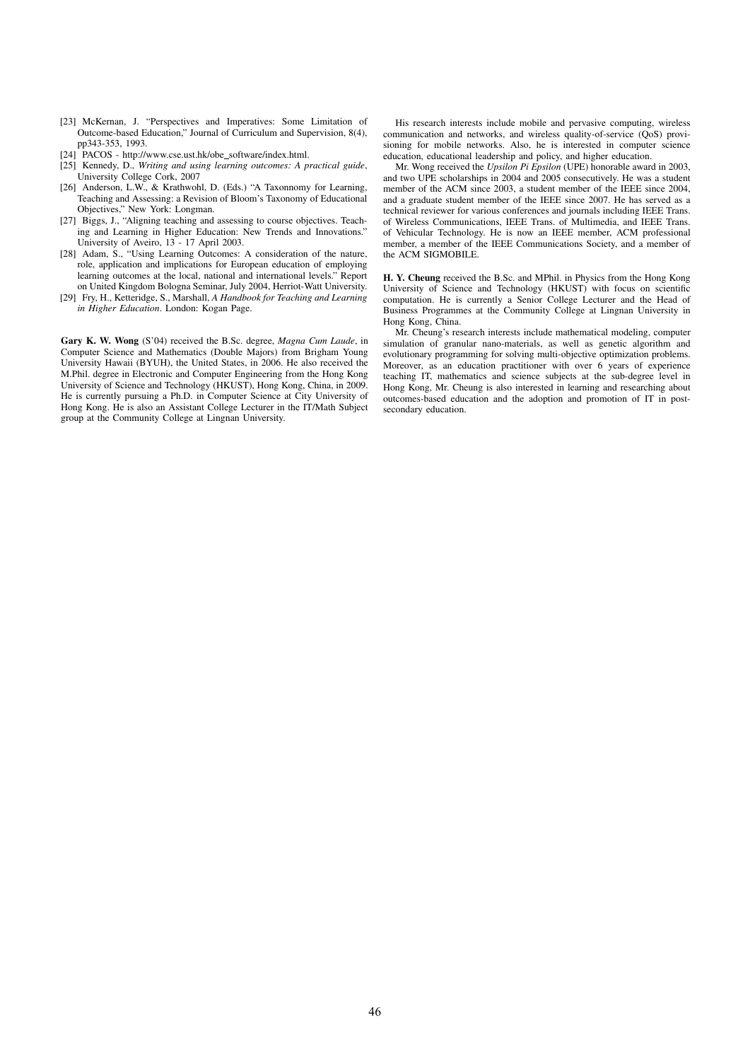[23] McKernan, J. "Perspectives and Imperatives: Some Limitation of Outcome-based Education," Journal of Curriculum and Supervision, 8(4), pp343-353, 1993.

[24] PACOS - http://www.cse.ust.hk/obe_software/index.html.

[25] Kennedy, D., *Writing and using learning outcomes: A practical guide*, University College Cork, 2007

[26] Anderson, L.W., & Krathwohl, D. (Eds.) "A Taxonnomy for Learning, Teaching and Assessing: a Revision of Bloom's Taxonomy of Educational Objectives," New York: Longman.

[27] Biggs, J., "Aligning teaching and assessing to course objectives. Teaching and Learning in Higher Education: New Trends and Innovations." University of Aveiro, 13 - 17 April 2003.

[28] Adam, S., "Using Learning Outcomes: A consideration of the nature, role, application and implications for European education of employing learning outcomes at the local, national and international levels." Report on United Kingdom Bologna Seminar, July 2004, Herriot-Watt University.

[29] Fry, H., Ketteridge, S., Marshall, *A Handbook for Teaching and Learning in Higher Education*. London: Kogan Page.

**Gary K. W. Wong** (S'04) received the B.Sc. degree, *Magna Cum Laude*, in Computer Science and Mathematics (Double Majors) from Brigham Young University Hawaii (BYUH), the United States, in 2006. He also received the M.Phil. degree in Electronic and Computer Engineering from the Hong Kong University of Science and Technology (HKUST), Hong Kong, China, in 2009. He is currently pursuing a Ph.D. in Computer Science at City University of Hong Kong. He is also an Assistant College Lecturer in the IT/Math Subject group at the Community College at Lingnan University.

His research interests include mobile and pervasive computing, wireless communication and networks, and wireless quality-of-service (QoS) provisioning for mobile networks. Also, he is interested in computer science education, educational leadership and policy, and higher education.

Mr. Wong received the *Upsilon Pi Epsilon* (UPE) honorable award in 2003, and two UPE scholarships in 2004 and 2005 consecutively. He was a student member of the ACM since 2003, a student member of the IEEE since 2004, and a graduate student member of the IEEE since 2007. He has served as a technical reviewer for various conferences and journals including IEEE Trans. of Wireless Communications, IEEE Trans. of Multimedia, and IEEE Trans. of Vehicular Technology. He is now an IEEE member, ACM professional member, a member of the IEEE Communications Society, and a member of the ACM SIGMOBILE.

**H. Y. Cheung** received the B.Sc. and MPhil. in Physics from the Hong Kong University of Science and Technology (HKUST) with focus on scientific computation. He is currently a Senior College Lecturer and the Head of Business Programmes at the Community College at Lingnan University in Hong Kong, China.

Mr. Cheung's research interests include mathematical modeling, computer simulation of granular nano-materials, as well as genetic algorithm and evolutionary programming for solving multi-objective optimization problems. Moreover, as an education practitioner with over 6 years of experience teaching IT, mathematics and science subjects at the sub-degree level in Hong Kong, Mr. Cheung is also interested in learning and researching about outcomes-based education and the adoption and promotion of IT in post-secondary education.